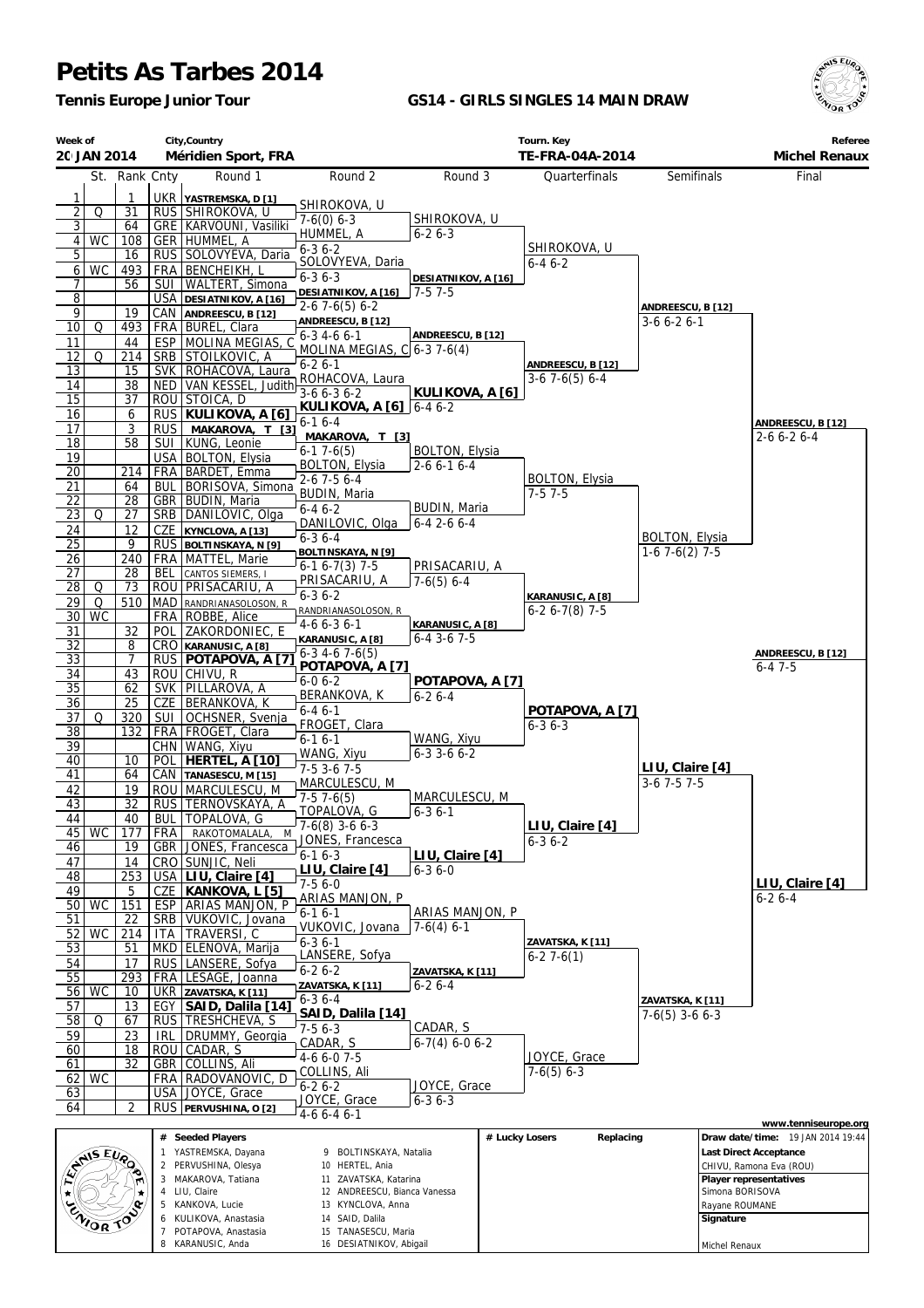# Petits As Tarbes 2014

**Tennis Europe Junior Tour**

**GS14 - GIRLS SINGLES 14 MAIN DRAW**

| Week of | City,Country | Tourn. Key | Referee |
|---|---|---|---|
| 20 JAN 2014 | Méridien Sport, FRA | TE-FRA-04A-2014 | Michel Renaux |

| # | St. | Rank | Cnty | Round 1 | Round 2 | Round 3 | Quarterfinals | Semifinals | Final |
|---|---|---|---|---|---|---|---|---|---|
| 1 | | 1 | UKR | YASTREMSKA, D [1] | SHIROKOVA, U | | | | |
| 2 | Q | 31 | RUS | SHIROKOVA, U | 7-6(0) 6-3 | SHIROKOVA, U | | | |
| 3 | | 64 | GRE | KARVOUNI, Vasiliki | HUMMEL, A | 6-2 6-3 | | | |
| 4 | WC | 108 | GER | HUMMEL, A | 6-3 6-2 | | SHIROKOVA, U | | |
| 5 | | 16 | RUS | SOLOVYEVA, Daria | SOLOVYEVA, Daria | | 6-4 6-2 | | |
| 6 | WC | 493 | FRA | BENCHEIKH, L | 6-3 6-3 | DESIATNIKOV, A [16] | | | |
| 7 | | 56 | SUI | WALTERT, Simona | DESIATNIKOV, A [16] | 7-5 7-5 | | | |
| 8 | | | USA | DESIATNIKOV, A [16] | 2-6 7-6(5) 6-2 | | | ANDREESCU, B [12] | |
| 9 | | 19 | CAN | ANDREESCU, B [12] | ANDREESCU, B [12] | | | 3-6 6-2 6-1 | |
| 10 | Q | 493 | FRA | BUREL, Clara | 6-3 4-6 6-1 | ANDREESCU, B [12] | | | |
| 11 | | 44 | ESP | MOLINA MEGIAS, C | MOLINA MEGIAS, C | 6-3 7-6(4) | | | |
| 12 | Q | 214 | SRB | STOILKOVIC, A | 6-2 6-1 | | ANDREESCU, B [12] | | |
| 13 | | 15 | SVK | ROHACOVA, Laura | ROHACOVA, Laura | | 3-6 7-6(5) 6-4 | | |
| 14 | | 38 | NED | VAN KESSEL, Judith | 3-6 6-3 6-2 | KULIKOVA, A [6] | | | |
| 15 | | 37 | ROU | STOICA, D | KULIKOVA, A [6] | 6-4 6-2 | | | |
| 16 | | 6 | RUS | KULIKOVA, A [6] | 6-1 6-4 | | | | ANDREESCU, B [12] |
| 17 | | 3 | RUS | MAKAROVA, T [3] | MAKAROVA, T [3] | | | | 2-6 6-2 6-4 |
| 18 | | 58 | SUI | KUNG, Leonie | 6-1 7-6(5) | BOLTON, Elysia | | | |
| 19 | | | USA | BOLTON, Elysia | BOLTON, Elysia | 2-6 6-1 6-4 | | | |
| 20 | | 214 | FRA | BARDET, Emma | 2-6 7-5 6-4 | | BOLTON, Elysia | | |
| 21 | | 64 | BUL | BORISOVA, Simona | BUDIN, Maria | | 7-5 7-5 | | |
| 22 | | 28 | GBR | BUDIN, Maria | 6-4 6-2 | BUDIN, Maria | | | |
| 23 | Q | 27 | SRB | DANILOVIC, Olga | DANILOVIC, Olga | 6-4 2-6 6-4 | | | |
| 24 | | 12 | CZE | KYNCLOVA, A [13] | 6-3 6-4 | | | BOLTON, Elysia | |
| 25 | | 9 | RUS | BOLTINSKAYA, N [9] | BOLTINSKAYA, N [9] | | | 1-6 7-6(2) 7-5 | |
| 26 | | 240 | FRA | MATTEL, Marie | 6-1 6-7(3) 7-5 | PRISACARIU, A | | | |
| 27 | | 28 | BEL | CANTOS SIEMERS, I | PRISACARIU, A | 7-6(5) 6-4 | | | |
| 28 | Q | 73 | ROU | PRISACARIU, A | 6-3 6-2 | | KARANUSIC, A [8] | | |
| 29 | Q | 510 | MAD | RANDRIANASOLOSON, R | RANDRIANASOLOSON, R | | 6-2 6-7(8) 7-5 | | |
| 30 | WC | | FRA | ROBBE, Alice | 4-6 6-3 6-1 | KARANUSIC, A [8] | | | |
| 31 | | 32 | POL | ZAKORDONIEC, E | KARANUSIC, A [8] | 6-4 3-6 7-5 | | | |
| 32 | | 8 | CRO | KARANUSIC, A [8] | 6-3 4-6 7-6(5) | | | | ANDREESCU, B [12] |
| 33 | | 7 | RUS | POTAPOVA, A [7] | POTAPOVA, A [7] | | | | 6-4 7-5 |
| 34 | | 43 | ROU | CHIVU, R | 6-0 6-2 | POTAPOVA, A [7] | | | |
| 35 | | 62 | SVK | PILLAROVA, A | BERANKOVA, K | 6-2 6-4 | | | |
| 36 | | 25 | CZE | BERANKOVA, K | 6-4 6-1 | | POTAPOVA, A [7] | | |
| 37 | Q | 320 | SUI | OCHSNER, Svenja | FROGET, Clara | | 6-3 6-3 | | |
| 38 | | 132 | FRA | FROGET, Clara | 6-1 6-1 | WANG, Xiyu | | | |
| 39 | | | CHN | WANG, Xiyu | WANG, Xiyu | 6-3 3-6 6-2 | | | |
| 40 | | 10 | POL | HERTEL, A [10] | 7-5 3-6 7-5 | | | LIU, Claire [4] | |
| 41 | | 64 | CAN | TANASESCU, M [15] | MARCULESCU, M | | | 3-6 7-5 7-5 | |
| 42 | | 19 | ROU | MARCULESCU, M | 7-5 7-6(5) | MARCULESCU, M | | | |
| 43 | | 32 | RUS | TERNOVSKAYA, A | TOPALOVA, G | 6-3 6-1 | | | |
| 44 | | 40 | BUL | TOPALOVA, G | 7-6(8) 3-6 6-3 | | LIU, Claire [4] | | |
| 45 | WC | 177 | FRA | RAKOTOMALALA, M | JONES, Francesca | | 6-3 6-2 | | |
| 46 | | 19 | GBR | JONES, Francesca | 6-1 6-3 | LIU, Claire [4] | | | |
| 47 | | 14 | CRO | SUNJIC, Neli | LIU, Claire [4] | 6-3 6-0 | | | |
| 48 | | 253 | USA | LIU, Claire [4] | 7-5 6-0 | | | | LIU, Claire [4] |
| 49 | | 5 | CZE | KANKOVA, L [5] | ARIAS MANJON, P | | | | 6-2 6-4 |
| 50 | WC | 151 | ESP | ARIAS MANJON, P | 6-1 6-1 | ARIAS MANJON, P | | | |
| 51 | | 22 | SRB | VUKOVIC, Jovana | VUKOVIC, Jovana | 7-6(4) 6-1 | | | |
| 52 | WC | 214 | ITA | TRAVERSI, C | 6-3 6-1 | | ZAVATSKA, K [11] | | |
| 53 | | 51 | MKD | ELENOVA, Marija | LANSERE, Sofya | | 6-2 7-6(1) | | |
| 54 | | 17 | RUS | LANSERE, Sofya | 6-2 6-2 | ZAVATSKA, K [11] | | | |
| 55 | | 293 | FRA | LESAGE, Joanna | ZAVATSKA, K [11] | 6-2 6-4 | | | |
| 56 | WC | 10 | UKR | ZAVATSKA, K [11] | 6-3 6-4 | | | ZAVATSKA, K [11] | |
| 57 | | 13 | EGY | SAID, Dalila [14] | SAID, Dalila [14] | | | 7-6(5) 3-6 6-3 | |
| 58 | Q | 67 | RUS | TRESHCHEVA, S | 7-5 6-3 | CADAR, S | | | |
| 59 | | 23 | IRL | DRUMMY, Georgia | CADAR, S | 6-7(4) 6-0 6-2 | | | |
| 60 | | 18 | ROU | CADAR, S | 4-6 6-0 7-5 | | JOYCE, Grace | | |
| 61 | | 32 | GBR | COLLINS, Ali | COLLINS, Ali | | 7-6(5) 6-3 | | |
| 62 | WC | | FRA | RADOVANOVIC, D | 6-2 6-2 | JOYCE, Grace | | | |
| 63 | | | USA | JOYCE, Grace | JOYCE, Grace | 6-3 6-3 | | | |
| 64 | | 2 | RUS | PERVUSHINA, O [2] | 4-6 6-4 6-1 | | | | |

www.tenniseurope.org

| # | Seeded Players | # | Seeded Players |
|---|---|---|---|
| 1 | YASTREMSKA, Dayana | 9 | BOLTINSKAYA, Natalia |
| 2 | PERVUSHINA, Olesya | 10 | HERTEL, Ania |
| 3 | MAKAROVA, Tatiana | 11 | ZAVATSKA, Katarina |
| 4 | LIU, Claire | 12 | ANDREESCU, Bianca Vanessa |
| 5 | KANKOVA, Lucie | 13 | KYNCLOVA, Anna |
| 6 | KULIKOVA, Anastasia | 14 | SAID, Dalila |
| 7 | POTAPOVA, Anastasia | 15 | TANASESCU, Maria |
| 8 | KARANUSIC, Anda | 16 | DESIATNIKOV, Abigail |

| # Lucky Losers | Replacing |
|---|---|
| | |

**Draw date/time:** 19 JAN 2014 19:44

**Last Direct Acceptance**
CHIVU, Ramona Eva (ROU)

**Player representatives**
Simona BORISOVA
Rayane ROUMANE

**Signature**

Michel Renaux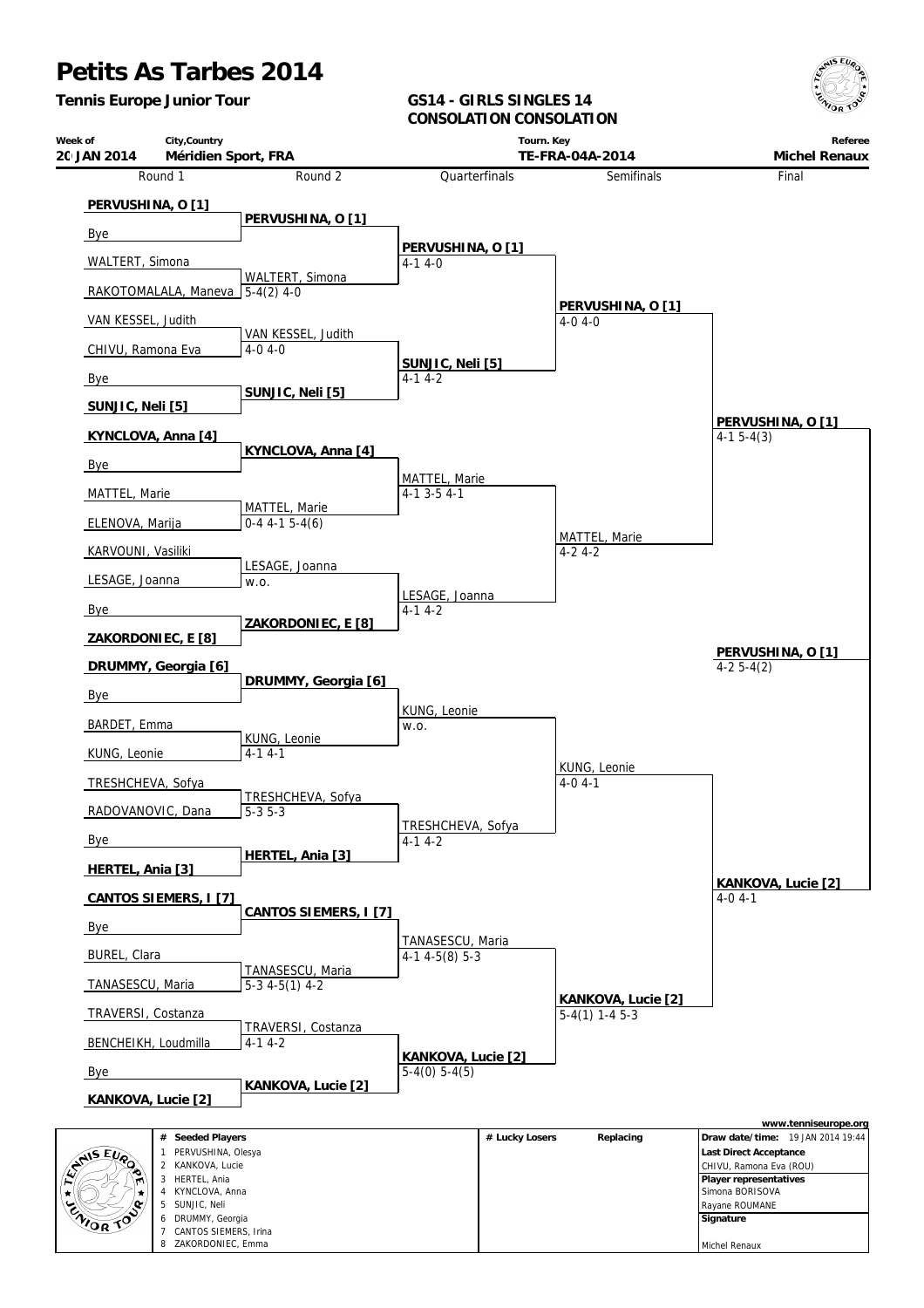# Petits As Tarbes 2014

**Tennis Europe Junior Tour**

**GS14 - GIRLS SINGLES 14**
**CONSOLATION CONSOLATION**

| Week of | City,Country | Tourn. Key | Referee |
|---|---|---|---|
| 20 JAN 2014 | Méridien Sport, FRA | TE-FRA-04A-2014 | Michel Renaux |

| Round 1 | Round 2 | Quarterfinals | Semifinals | Final |
|---|---|---|---|---|
| **PERVUSHINA, O [1]** | | | | |
| Bye | **PERVUSHINA, O [1]** | | | |
| WALTERT, Simona | | **PERVUSHINA, O [1]** 4-1 4-0 | | |
| RAKOTOMALALA, Maneva | WALTERT, Simona 5-4(2) 4-0 | | | |
| VAN KESSEL, Judith | | | **PERVUSHINA, O [1]** 4-0 4-0 | |
| CHIVU, Ramona Eva | VAN KESSEL, Judith 4-0 4-0 | | | |
| Bye | | **SUNJIC, Neli [5]** 4-1 4-2 | | |
| **SUNJIC, Neli [5]** | **SUNJIC, Neli [5]** | | | |
| **KYNCLOVA, Anna [4]** | | | | **PERVUSHINA, O [1]** 4-1 5-4(3) |
| Bye | **KYNCLOVA, Anna [4]** | | | |
| MATTEL, Marie | | MATTEL, Marie 4-1 3-5 4-1 | | |
| ELENOVA, Marija | MATTEL, Marie 0-4 4-1 5-4(6) | | | |
| KARVOUNI, Vasiliki | | | MATTEL, Marie 4-2 4-2 | |
| LESAGE, Joanna | LESAGE, Joanna w.o. | | | |
| Bye | | LESAGE, Joanna 4-1 4-2 | | |
| **ZAKORDONIEC, E [8]** | **ZAKORDONIEC, E [8]** | | | |
| | | | | **PERVUSHINA, O [1]** 4-2 5-4(2) |
| **DRUMMY, Georgia [6]** | | | | |
| Bye | **DRUMMY, Georgia [6]** | | | |
| BARDET, Emma | | KUNG, Leonie w.o. | | |
| KUNG, Leonie | KUNG, Leonie 4-1 4-1 | | | |
| TRESHCHEVA, Sofya | | | KUNG, Leonie 4-0 4-1 | |
| RADOVANOVIC, Dana | TRESHCHEVA, Sofya 5-3 5-3 | | | |
| Bye | | TRESHCHEVA, Sofya 4-1 4-2 | | |
| **HERTEL, Ania [3]** | **HERTEL, Ania [3]** | | | |
| **CANTOS SIEMERS, I [7]** | | | | **KANKOVA, Lucie [2]** 4-0 4-1 |
| Bye | **CANTOS SIEMERS, I [7]** | | | |
| BUREL, Clara | | TANASESCU, Maria 4-1 4-5(8) 5-3 | | |
| TANASESCU, Maria | TANASESCU, Maria 5-3 4-5(1) 4-2 | | | |
| TRAVERSI, Costanza | | | **KANKOVA, Lucie [2]** 5-4(1) 1-4 5-3 | |
| BENCHEIKH, Loudmilla | TRAVERSI, Costanza 4-1 4-2 | | | |
| Bye | | **KANKOVA, Lucie [2]** 5-4(0) 5-4(5) | | |
| **KANKOVA, Lucie [2]** | **KANKOVA, Lucie [2]** | | | |

www.tenniseurope.org

| # | Seeded Players | # Lucky Losers | Replacing |
|---|---|---|---|
| 1 | PERVUSHINA, Olesya | | |
| 2 | KANKOVA, Lucie | | |
| 3 | HERTEL, Ania | | |
| 4 | KYNCLOVA, Anna | | |
| 5 | SUNJIC, Neli | | |
| 6 | DRUMMY, Georgia | | |
| 7 | CANTOS SIEMERS, Irina | | |
| 8 | ZAKORDONIEC, Emma | | |

**Draw date/time:** 19 JAN 2014 19:44

**Last Direct Acceptance**
CHIVU, Ramona Eva (ROU)

**Player representatives**
Simona BORISOVA
Rayane ROUMANE

**Signature**

Michel Renaux